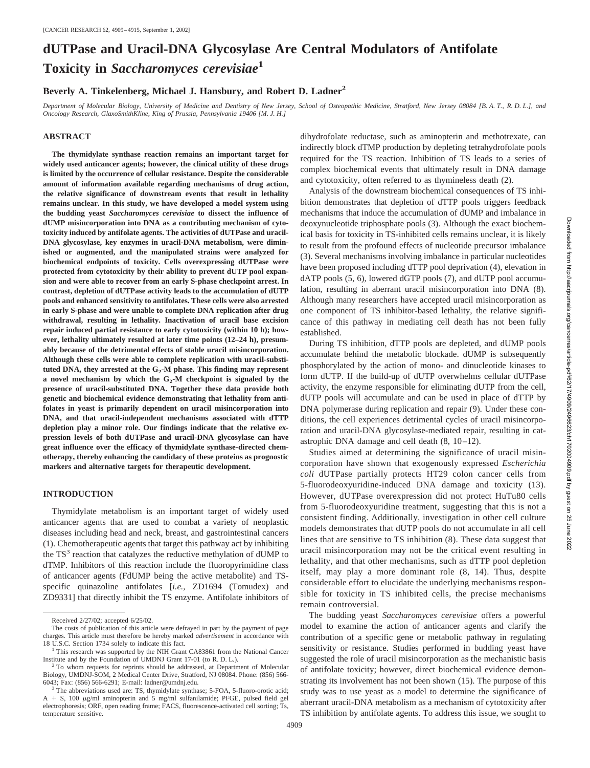# dUTPase and Uracil-DNA Glycosylase Are Central Modulators of Antifolate Toxicity in *Saccharomyces cerevisiae*[1]

**Beverly A. Tinkelenberg, Michael J. Hansbury, and Robert D. Ladner[2]**

*Department of Molecular Biology, University of Medicine and Dentistry of New Jersey, School of Osteopathic Medicine, Stratford, New Jersey 08084 [B. A. T., R. D. L.], and Oncology Research, GlaxoSmithKline, King of Prussia, Pennsylvania 19406 [M. J. H.]*

## ABSTRACT

**The thymidylate synthase reaction remains an important target for widely used anticancer agents; however, the clinical utility of these drugs is limited by the occurrence of cellular resistance. Despite the considerable amount of information available regarding mechanisms of drug action, the relative significance of downstream events that result in lethality remains unclear. In this study, we have developed a model system using the budding yeast *Saccharomyces cerevisiae* to dissect the influence of dUMP misincorporation into DNA as a contributing mechanism of cytotoxicity induced by antifolate agents. The activities of dUTPase and uracil-DNA glycosylase, key enzymes in uracil-DNA metabolism, were diminished or augmented, and the manipulated strains were analyzed for biochemical endpoints of toxicity. Cells overexpressing dUTPase were protected from cytotoxicity by their ability to prevent dUTP pool expansion and were able to recover from an early S-phase checkpoint arrest. In contrast, depletion of dUTPase activity leads to the accumulation of dUTP pools and enhanced sensitivity to antifolates. These cells were also arrested in early S-phase and were unable to complete DNA replication after drug withdrawal, resulting in lethality. Inactivation of uracil base excision repair induced partial resistance to early cytotoxicity (within 10 h); however, lethality ultimately resulted at later time points (12–24 h), presumably because of the detrimental effects of stable uracil misincorporation. Although these cells were able to complete replication with uracil-substituted DNA, they arrested at the $G_2$-M phase. This finding may represent a novel mechanism by which the $G_2$-M checkpoint is signaled by the presence of uracil-substituted DNA. Together these data provide both genetic and biochemical evidence demonstrating that lethality from antifolates in yeast is primarily dependent on uracil misincorporation into DNA, and that uracil-independent mechanisms associated with dTTP depletion play a minor role. Our findings indicate that the relative expression levels of both dUTPase and uracil-DNA glycosylase can have great influence over the efficacy of thymidylate synthase-directed chemotherapy, thereby enhancing the candidacy of these proteins as prognostic markers and alternative targets for therapeutic development.**

## INTRODUCTION

Thymidylate metabolism is an important target of widely used anticancer agents that are used to combat a variety of neoplastic diseases including head and neck, breast, and gastrointestinal cancers (1). Chemotherapeutic agents that target this pathway act by inhibiting the TS[3] reaction that catalyzes the reductive methylation of dUMP to dTMP. Inhibitors of this reaction include the fluoropyrimidine class of anticancer agents (FdUMP being the active metabolite) and TS-specific quinazoline antifolates [*i.e.,* ZD1694 (Tomudex) and ZD9331] that directly inhibit the TS enzyme. Antifolate inhibitors of dihydrofolate reductase, such as aminopterin and methotrexate, can indirectly block dTMP production by depleting tetrahydrofolate pools required for the TS reaction. Inhibition of TS leads to a series of complex biochemical events that ultimately result in DNA damage and cytotoxicity, often referred to as thymineless death (2).

Analysis of the downstream biochemical consequences of TS inhibition demonstrates that depletion of dTTP pools triggers feedback mechanisms that induce the accumulation of dUMP and imbalance in deoxynucleotide triphosphate pools (3). Although the exact biochemical basis for toxicity in TS-inhibited cells remains unclear, it is likely to result from the profound effects of nucleotide precursor imbalance (3). Several mechanisms involving imbalance in particular nucleotides have been proposed including dTTP pool deprivation (4), elevation in dATP pools (5, 6), lowered dGTP pools (7), and dUTP pool accumulation, resulting in aberrant uracil misincorporation into DNA (8). Although many researchers have accepted uracil misincorporation as one component of TS inhibitor-based lethality, the relative significance of this pathway in mediating cell death has not been fully established.

During TS inhibition, dTTP pools are depleted, and dUMP pools accumulate behind the metabolic blockade. dUMP is subsequently phosphorylated by the action of mono- and dinucleotide kinases to form dUTP. If the build-up of dUTP overwhelms cellular dUTPase activity, the enzyme responsible for eliminating dUTP from the cell, dUTP pools will accumulate and can be used in place of dTTP by DNA polymerase during replication and repair (9). Under these conditions, the cell experiences detrimental cycles of uracil misincorporation and uracil-DNA glycosylase-mediated repair, resulting in catastrophic DNA damage and cell death (8, 10–12).

Studies aimed at determining the significance of uracil misincorporation have shown that exogenously expressed *Escherichia coli* dUTPase partially protects HT29 colon cancer cells from 5-fluorodeoxyuridine-induced DNA damage and toxicity (13). However, dUTPase overexpression did not protect HuTu80 cells from 5-fluorodeoxyuridine treatment, suggesting that this is not a consistent finding. Additionally, investigation in other cell culture models demonstrates that dUTP pools do not accumulate in all cell lines that are sensitive to TS inhibition (8). These data suggest that uracil misincorporation may not be the critical event resulting in lethality, and that other mechanisms, such as dTTP pool depletion itself, may play a more dominant role (8, 14). Thus, despite considerable effort to elucidate the underlying mechanisms responsible for toxicity in TS inhibited cells, the precise mechanisms remain controversial.

The budding yeast *Saccharomyces cerevisiae* offers a powerful model to examine the action of anticancer agents and clarify the contribution of a specific gene or metabolic pathway in regulating sensitivity or resistance. Studies performed in budding yeast have suggested the role of uracil misincorporation as the mechanistic basis of antifolate toxicity; however, direct biochemical evidence demonstrating its involvement has not been shown (15). The purpose of this study was to use yeast as a model to determine the significance of aberrant uracil-DNA metabolism as a mechanism of cytotoxicity after TS inhibition by antifolate agents. To address this issue, we sought to

---

Received 2/27/02; accepted 6/25/02.

The costs of publication of this article were defrayed in part by the payment of page charges. This article must therefore be hereby marked *advertisement* in accordance with 18 U.S.C. Section 1734 solely to indicate this fact.

[1] This research was supported by the NIH Grant CA83861 from the National Cancer Institute and by the Foundation of UMDNJ Grant 17-01 (to R. D. L.).

[2] To whom requests for reprints should be addressed, at Department of Molecular Biology, UMDNJ-SOM, 2 Medical Center Drive, Stratford, NJ 08084. Phone: (856) 566-6043; Fax: (856) 566-6291; E-mail: ladner@umdnj.edu.

[3] The abbreviations used are: TS, thymidylate synthase; 5-FOA, 5-fluoro-orotic acid; A + S, 100 μg/ml aminopterin and 5 mg/ml sulfanilamide; PFGE, pulsed field gel electrophoresis; ORF, open reading frame; FACS, fluorescence-activated cell sorting; Ts, temperature sensitive.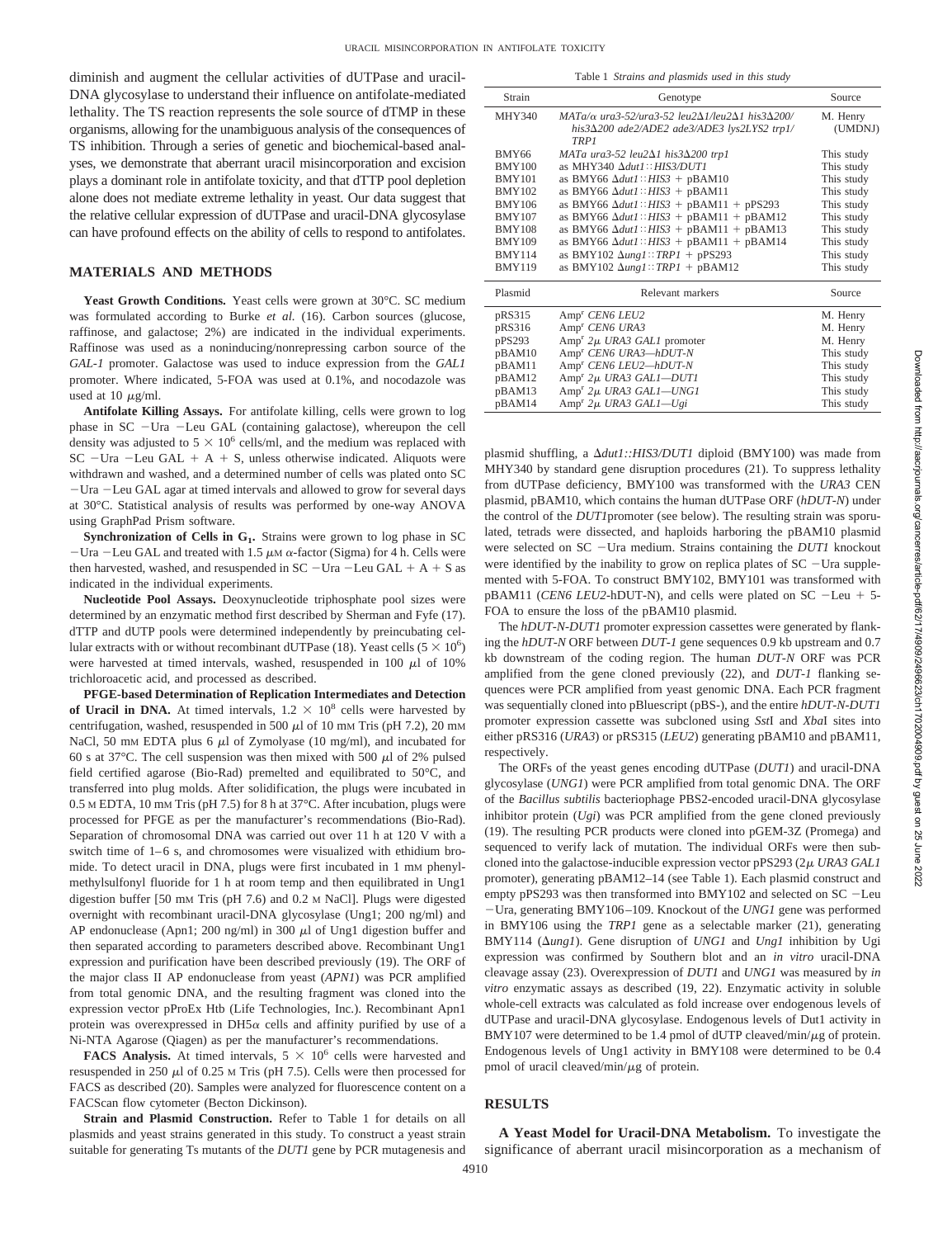diminish and augment the cellular activities of dUTPase and uracil-DNA glycosylase to understand their influence on antifolate-mediated lethality. The TS reaction represents the sole source of dTMP in these organisms, allowing for the unambiguous analysis of the consequences of TS inhibition. Through a series of genetic and biochemical-based analyses, we demonstrate that aberrant uracil misincorporation and excision plays a dominant role in antifolate toxicity, and that dTTP pool depletion alone does not mediate extreme lethality in yeast. Our data suggest that the relative cellular expression of dUTPase and uracil-DNA glycosylase can have profound effects on the ability of cells to respond to antifolates.

## MATERIALS AND METHODS

**Yeast Growth Conditions.** Yeast cells were grown at 30°C. SC medium was formulated according to Burke *et al.* (16). Carbon sources (glucose, raffinose, and galactose; 2%) are indicated in the individual experiments. Raffinose was used as a noninducing/nonrepressing carbon source of the *GAL-1* promoter. Galactose was used to induce expression from the *GAL1* promoter. Where indicated, 5-FOA was used at 0.1%, and nocodazole was used at 10 μg/ml.

**Antifolate Killing Assays.** For antifolate killing, cells were grown to log phase in SC −Ura −Leu GAL (containing galactose), whereupon the cell density was adjusted to $5 \times 10^6$ cells/ml, and the medium was replaced with SC −Ura −Leu GAL + A + S, unless otherwise indicated. Aliquots were withdrawn and washed, and a determined number of cells was plated onto SC −Ura −Leu GAL agar at timed intervals and allowed to grow for several days at 30°C. Statistical analysis of results was performed by one-way ANOVA using GraphPad Prism software.

**Synchronization of Cells in $G_1$.** Strains were grown to log phase in SC −Ura −Leu GAL and treated with 1.5 μM α-factor (Sigma) for 4 h. Cells were then harvested, washed, and resuspended in SC −Ura −Leu GAL + A + S as indicated in the individual experiments.

**Nucleotide Pool Assays.** Deoxynucleotide triphosphate pool sizes were determined by an enzymatic method first described by Sherman and Fyfe (17). dTTP and dUTP pools were determined independently by preincubating cellular extracts with or without recombinant dUTPase (18). Yeast cells ($5 \times 10^6$) were harvested at timed intervals, washed, resuspended in 100 μl of 10% trichloroacetic acid, and processed as described.

**PFGE-based Determination of Replication Intermediates and Detection of Uracil in DNA.** At timed intervals, $1.2 \times 10^8$ cells were harvested by centrifugation, washed, resuspended in 500 μl of 10 mM Tris (pH 7.2), 20 mM NaCl, 50 mM EDTA plus 6 μl of Zymolyase (10 mg/ml), and incubated for 60 s at 37°C. The cell suspension was then mixed with 500 μl of 2% pulsed field certified agarose (Bio-Rad) premelted and equilibrated to 50°C, and transferred into plug molds. After solidification, the plugs were incubated in 0.5 M EDTA, 10 mM Tris (pH 7.5) for 8 h at 37°C. After incubation, plugs were processed for PFGE as per the manufacturer's recommendations (Bio-Rad). Separation of chromosomal DNA was carried out over 11 h at 120 V with a switch time of 1–6 s, and chromosomes were visualized with ethidium bromide. To detect uracil in DNA, plugs were first incubated in 1 mM phenylmethylsulfonyl fluoride for 1 h at room temp and then equilibrated in Ung1 digestion buffer [50 mM Tris (pH 7.6) and 0.2 M NaCl]. Plugs were digested overnight with recombinant uracil-DNA glycosylase (Ung1; 200 ng/ml) and AP endonuclease (Apn1; 200 ng/ml) in 300 μl of Ung1 digestion buffer and then separated according to parameters described above. Recombinant Ung1 expression and purification have been described previously (19). The ORF of the major class II AP endonuclease from yeast (*APN1*) was PCR amplified from total genomic DNA, and the resulting fragment was cloned into the expression vector pProEx Htb (Life Technologies, Inc.). Recombinant Apn1 protein was overexpressed in DH5α cells and affinity purified by use of a Ni-NTA Agarose (Qiagen) as per the manufacturer's recommendations.

**FACS Analysis.** At timed intervals, $5 \times 10^6$ cells were harvested and resuspended in 250 μl of 0.25 M Tris (pH 7.5). Cells were then processed for FACS as described (20). Samples were analyzed for fluorescence content on a FACScan flow cytometer (Becton Dickinson).

**Strain and Plasmid Construction.** Refer to Table 1 for details on all plasmids and yeast strains generated in this study. To construct a yeast strain suitable for generating Ts mutants of the *DUT1* gene by PCR mutagenesis and plasmid shuffling, a Δ*dut1::HIS3/DUT1* diploid (BMY100) was made from MHY340 by standard gene disruption procedures (21). To suppress lethality from dUTPase deficiency, BMY100 was transformed with the *URA3* CEN plasmid, pBAM10, which contains the human dUTPase ORF (*hDUT-N*) under the control of the *DUT1*promoter (see below). The resulting strain was sporulated, tetrads were dissected, and haploids harboring the pBAM10 plasmid were selected on SC −Ura medium. Strains containing the *DUT1* knockout were identified by the inability to grow on replica plates of SC −Ura supplemented with 5-FOA. To construct BMY102, BMY101 was transformed with pBAM11 (*CEN6 LEU2*-hDUT-N), and cells were plated on SC −Leu + 5-FOA to ensure the loss of the pBAM10 plasmid.

Table 1 *Strains and plasmids used in this study*

| Strain | Genotype | Source |
|---|---|---|
| MHY340 | *MATa/α ura3-52/ura3-52 leu2Δ1/leu2Δ1 his3Δ200/his3Δ200 ade2/ADE2 ade3/ADE3 lys2LYS2 trp1/TRP1* | M. Henry (UMDNJ) |
| BMY66 | *MATa ura3-52 leu2Δ1 his3Δ200 trp1* | This study |
| BMY100 | as MHY340 Δ*dut1::HIS3/DUT1* | This study |
| BMY101 | as BMY66 Δ*dut1::HIS3* + pBAM10 | This study |
| BMY102 | as BMY66 Δ*dut1::HIS3* + pBAM11 | This study |
| BMY106 | as BMY66 Δ*dut1::HIS3* + pBAM11 + pPS293 | This study |
| BMY107 | as BMY66 Δ*dut1::HIS3* + pBAM11 + pBAM12 | This study |
| BMY108 | as BMY66 Δ*dut1::HIS3* + pBAM11 + pBAM13 | This study |
| BMY109 | as BMY66 Δ*dut1::HIS3* + pBAM11 + pBAM14 | This study |
| BMY114 | as BMY102 Δ*ung1::TRP1* + pPS293 | This study |
| BMY119 | as BMY102 Δ*ung1::TRP1* + pBAM12 | This study |
| **Plasmid** | **Relevant markers** | **Source** |
| pRS315 | Amp[r] *CEN6 LEU2* | M. Henry |
| pRS316 | Amp[r] *CEN6 URA3* | M. Henry |
| pPS293 | Amp[r] *2μ URA3 GAL1* promoter | M. Henry |
| pBAM10 | Amp[r] *CEN6 URA3—hDUT-N* | This study |
| pBAM11 | Amp[r] *CEN6 LEU2—hDUT-N* | This study |
| pBAM12 | Amp[r] *2μ URA3 GAL1—DUT1* | This study |
| pBAM13 | Amp[r] *2μ URA3 GAL1—UNG1* | This study |
| pBAM14 | Amp[r] *2μ URA3 GAL1—Ugi* | This study |

The *hDUT-N-DUT1* promoter expression cassettes were generated by flanking the *hDUT-N* ORF between *DUT-1* gene sequences 0.9 kb upstream and 0.7 kb downstream of the coding region. The human *DUT-N* ORF was PCR amplified from the gene cloned previously (22), and *DUT-1* flanking sequences were PCR amplified from yeast genomic DNA. Each PCR fragment was sequentially cloned into pBluescript (pBS-), and the entire *hDUT-N-DUT1* promoter expression cassette was subcloned using *Sst*I and *Xba*I sites into either pRS316 (*URA3*) or pRS315 (*LEU2*) generating pBAM10 and pBAM11, respectively.

The ORFs of the yeast genes encoding dUTPase (*DUT1*) and uracil-DNA glycosylase (*UNG1*) were PCR amplified from total genomic DNA. The ORF of the *Bacillus subtilis* bacteriophage PBS2-encoded uracil-DNA glycosylase inhibitor protein (*Ugi*) was PCR amplified from the gene cloned previously (19). The resulting PCR products were cloned into pGEM-3Z (Promega) and sequenced to verify lack of mutation. The individual ORFs were then subcloned into the galactose-inducible expression vector pPS293 (2μ *URA3 GAL1* promoter), generating pBAM12–14 (see Table 1). Each plasmid construct and empty pPS293 was then transformed into BMY102 and selected on SC −Leu −Ura, generating BMY106–109. Knockout of the *UNG1* gene was performed in BMY106 using the *TRP1* gene as a selectable marker (21), generating BMY114 (Δ*ung1*). Gene disruption of *UNG1* and *Ung1* inhibition by Ugi expression was confirmed by Southern blot and an *in vitro* uracil-DNA cleavage assay (23). Overexpression of *DUT1* and *UNG1* was measured by *in vitro* enzymatic assays as described (19, 22). Enzymatic activity in soluble whole-cell extracts was calculated as fold increase over endogenous levels of dUTPase and uracil-DNA glycosylase. Endogenous levels of Dut1 activity in BMY107 were determined to be 1.4 pmol of dUTP cleaved/min/μg of protein. Endogenous levels of Ung1 activity in BMY108 were determined to be 0.4 pmol of uracil cleaved/min/μg of protein.

## RESULTS

**A Yeast Model for Uracil-DNA Metabolism.** To investigate the significance of aberrant uracil misincorporation as a mechanism of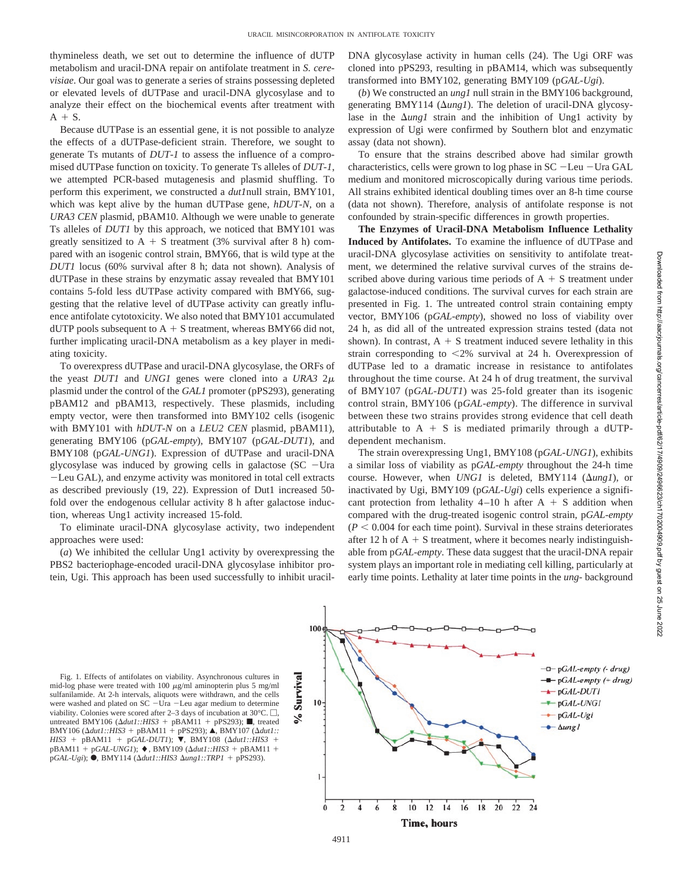thymineless death, we set out to determine the influence of dUTP metabolism and uracil-DNA repair on antifolate treatment in *S. cerevisiae*. Our goal was to generate a series of strains possessing depleted or elevated levels of dUTPase and uracil-DNA glycosylase and to analyze their effect on the biochemical events after treatment with A + S.

Because dUTPase is an essential gene, it is not possible to analyze the effects of a dUTPase-deficient strain. Therefore, we sought to generate Ts mutants of *DUT-1* to assess the influence of a compromised dUTPase function on toxicity. To generate Ts alleles of *DUT-1*, we attempted PCR-based mutagenesis and plasmid shuffling. To perform this experiment, we constructed a *dut1*null strain, BMY101, which was kept alive by the human dUTPase gene, *hDUT-N*, on a *URA3 CEN* plasmid, pBAM10. Although we were unable to generate Ts alleles of *DUT1* by this approach, we noticed that BMY101 was greatly sensitized to A + S treatment (3% survival after 8 h) compared with an isogenic control strain, BMY66, that is wild type at the *DUT1* locus (60% survival after 8 h; data not shown). Analysis of dUTPase in these strains by enzymatic assay revealed that BMY101 contains 5-fold less dUTPase activity compared with BMY66, suggesting that the relative level of dUTPase activity can greatly influence antifolate cytotoxicity. We also noted that BMY101 accumulated dUTP pools subsequent to A + S treatment, whereas BMY66 did not, further implicating uracil-DNA metabolism as a key player in mediating toxicity.

To overexpress dUTPase and uracil-DNA glycosylase, the ORFs of the yeast *DUT1* and *UNG1* genes were cloned into a *URA3* $2\mu$ plasmid under the control of the *GAL1* promoter (pPS293), generating pBAM12 and pBAM13, respectively. These plasmids, including empty vector, were then transformed into BMY102 cells (isogenic with BMY101 with *hDUT-N* on a *LEU2 CEN* plasmid, pBAM11), generating BMY106 (p*GAL-empty*), BMY107 (p*GAL-DUT1*), and BMY108 (p*GAL-UNG1*). Expression of dUTPase and uracil-DNA glycosylase was induced by growing cells in galactose (SC −Ura −Leu GAL), and enzyme activity was monitored in total cell extracts as described previously (19, 22). Expression of Dut1 increased 50-fold over the endogenous cellular activity 8 h after galactose induction, whereas Ung1 activity increased 15-fold.

To eliminate uracil-DNA glycosylase activity, two independent approaches were used:

(*a*) We inhibited the cellular Ung1 activity by overexpressing the PBS2 bacteriophage-encoded uracil-DNA glycosylase inhibitor protein, Ugi. This approach has been used successfully to inhibit uracil-DNA glycosylase activity in human cells (24). The Ugi ORF was cloned into pPS293, resulting in pBAM14, which was subsequently transformed into BMY102, generating BMY109 (p*GAL-Ugi*).

(*b*) We constructed an *ung1* null strain in the BMY106 background, generating BMY114 (Δ*ung1*). The deletion of uracil-DNA glycosylase in the Δ*ung1* strain and the inhibition of Ung1 activity by expression of Ugi were confirmed by Southern blot and enzymatic assay (data not shown).

To ensure that the strains described above had similar growth characteristics, cells were grown to log phase in SC −Leu −Ura GAL medium and monitored microscopically during various time periods. All strains exhibited identical doubling times over an 8-h time course (data not shown). Therefore, analysis of antifolate response is not confounded by strain-specific differences in growth properties.

**The Enzymes of Uracil-DNA Metabolism Influence Lethality Induced by Antifolates.** To examine the influence of dUTPase and uracil-DNA glycosylase activities on sensitivity to antifolate treatment, we determined the relative survival curves of the strains described above during various time periods of A + S treatment under galactose-induced conditions. The survival curves for each strain are presented in Fig. 1. The untreated control strain containing empty vector, BMY106 (p*GAL-empty*), showed no loss of viability over 24 h, as did all of the untreated expression strains tested (data not shown). In contrast, A + S treatment induced severe lethality in this strain corresponding to <2% survival at 24 h. Overexpression of dUTPase led to a dramatic increase in resistance to antifolates throughout the time course. At 24 h of drug treatment, the survival of BMY107 (p*GAL-DUT1*) was 25-fold greater than its isogenic control strain, BMY106 (p*GAL-empty*). The difference in survival between these two strains provides strong evidence that cell death attributable to A + S is mediated primarily through a dUTP-dependent mechanism.

The strain overexpressing Ung1, BMY108 (p*GAL-UNG1*), exhibits a similar loss of viability as p*GAL-empty* throughout the 24-h time course. However, when *UNG1* is deleted, BMY114 (Δ*ung1*), or inactivated by Ugi, BMY109 (p*GAL-Ugi*) cells experience a significant protection from lethality 4–10 h after A + S addition when compared with the drug-treated isogenic control strain, p*GAL-empty* ($P < 0.004$ for each time point). Survival in these strains deteriorates after 12 h of A + S treatment, where it becomes nearly indistinguishable from p*GAL-empty*. These data suggest that the uracil-DNA repair system plays an important role in mediating cell killing, particularly at early time points. Lethality at later time points in the *ung*- background

Fig. 1. Effects of antifolates on viability. Asynchronous cultures in mid-log phase were treated with 100 μg/ml aminopterin plus 5 mg/ml sulfanilamide. At 2-h intervals, aliquots were withdrawn, and the cells were washed and plated on SC −Ura −Leu agar medium to determine viability. Colonies were scored after 2–3 days of incubation at 30°C. □, untreated BMY106 (Δ*dut1::HIS3* + pBAM11 + pPS293); ■, treated BMY106 (Δ*dut1::HIS3* + pBAM11 + pPS293); ▲, BMY107 (Δ*dut1::HIS3* + pBAM11 + p*GAL-DUT1*); ▼, BMY108 (Δ*dut1::HIS3* + pBAM11 + p*GAL-UNG1*); ◆, BMY109 (Δ*dut1::HIS3* + pBAM11 + p*GAL-Ugi*); ●, BMY114 (Δ*dut1::HIS3* Δ*ung1::TRP1* + pPS293).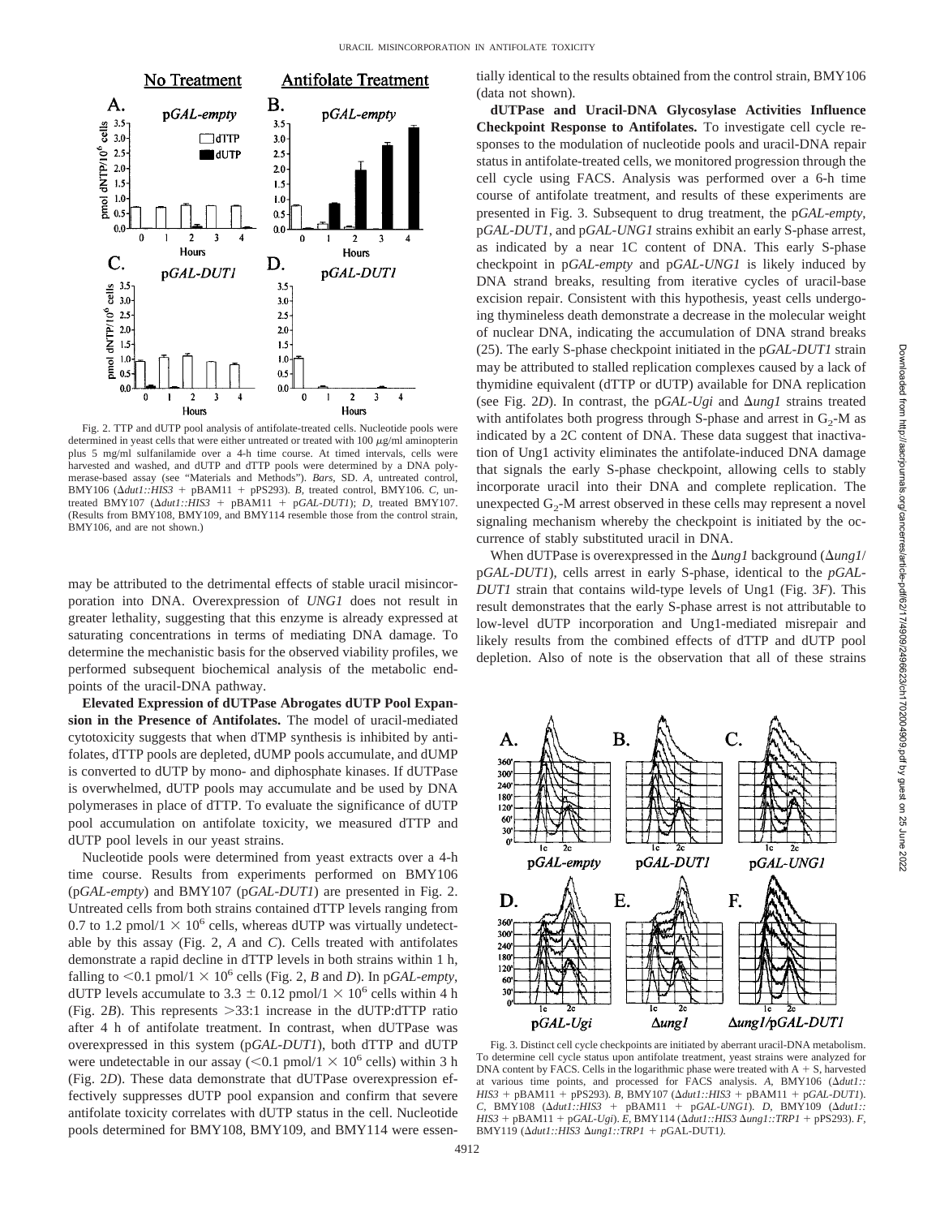Fig. 2. TTP and dUTP pool analysis of antifolate-treated cells. Nucleotide pools were determined in yeast cells that were either untreated or treated with 100 $\mu$g/ml aminopterin plus 5 mg/ml sulfanilamide over a 4-h time course. At timed intervals, cells were harvested and washed, and dUTP and dTTP pools were determined by a DNA polymerase-based assay (see "Materials and Methods"). *Bars*, SD. *A*, untreated control, BMY106 (Δ*dut1::HIS3* + pBAM11 + pPS293). *B*, treated control, BMY106. *C*, untreated BMY107 (Δ*dut1::HIS3* + pBAM11 + p*GAL-DUT1*); *D*, treated BMY107. (Results from BMY108, BMY109, and BMY114 resemble those from the control strain, BMY106, and are not shown.)

may be attributed to the detrimental effects of stable uracil misincorporation into DNA. Overexpression of *UNG1* does not result in greater lethality, suggesting that this enzyme is already expressed at saturating concentrations in terms of mediating DNA damage. To determine the mechanistic basis for the observed viability profiles, we performed subsequent biochemical analysis of the metabolic endpoints of the uracil-DNA pathway.

**Elevated Expression of dUTPase Abrogates dUTP Pool Expansion in the Presence of Antifolates.** The model of uracil-mediated cytotoxicity suggests that when dTMP synthesis is inhibited by antifolates, dTTP pools are depleted, dUMP pools accumulate, and dUMP is converted to dUTP by mono- and diphosphate kinases. If dUTPase is overwhelmed, dUTP pools may accumulate and be used by DNA polymerases in place of dTTP. To evaluate the significance of dUTP pool accumulation on antifolate toxicity, we measured dTTP and dUTP pool levels in our yeast strains.

Nucleotide pools were determined from yeast extracts over a 4-h time course. Results from experiments performed on BMY106 (p*GAL-empty*) and BMY107 (p*GAL-DUT1*) are presented in Fig. 2. Untreated cells from both strains contained dTTP levels ranging from 0.7 to 1.2 pmol/1 $\times$ $10^6$ cells, whereas dUTP was virtually undetectable by this assay (Fig. 2, *A* and *C*). Cells treated with antifolates demonstrate a rapid decline in dTTP levels in both strains within 1 h, falling to <0.1 pmol/1 $\times$ $10^6$ cells (Fig. 2, *B* and *D*). In p*GAL-empty*, dUTP levels accumulate to 3.3 $\pm$ 0.12 pmol/1 $\times$ $10^6$ cells within 4 h (Fig. 2*B*). This represents >33:1 increase in the dUTP:dTTP ratio after 4 h of antifolate treatment. In contrast, when dUTPase was overexpressed in this system (p*GAL-DUT1*), both dTTP and dUTP were undetectable in our assay (<0.1 pmol/1 $\times$ $10^6$ cells) within 3 h (Fig. 2*D*). These data demonstrate that dUTPase overexpression effectively suppresses dUTP pool expansion and confirm that severe antifolate toxicity correlates with dUTP status in the cell. Nucleotide pools determined for BMY108, BMY109, and BMY114 were essentially identical to the results obtained from the control strain, BMY106 (data not shown).

**dUTPase and Uracil-DNA Glycosylase Activities Influence Checkpoint Response to Antifolates.** To investigate cell cycle responses to the modulation of nucleotide pools and uracil-DNA repair status in antifolate-treated cells, we monitored progression through the cell cycle using FACS. Analysis was performed over a 6-h time course of antifolate treatment, and results of these experiments are presented in Fig. 3. Subsequent to drug treatment, the p*GAL-empty*, p*GAL-DUT1*, and p*GAL-UNG1* strains exhibit an early S-phase arrest, as indicated by a near 1C content of DNA. This early S-phase checkpoint in p*GAL-empty* and p*GAL-UNG1* is likely induced by DNA strand breaks, resulting from iterative cycles of uracil-base excision repair. Consistent with this hypothesis, yeast cells undergoing thymineless death demonstrate a decrease in the molecular weight of nuclear DNA, indicating the accumulation of DNA strand breaks (25). The early S-phase checkpoint initiated in the p*GAL-DUT1* strain may be attributed to stalled replication complexes caused by a lack of thymidine equivalent (dTTP or dUTP) available for DNA replication (see Fig. 2*D*). In contrast, the p*GAL-Ugi* and Δ*ung1* strains treated with antifolates both progress through S-phase and arrest in $G_2$-M as indicated by a 2C content of DNA. These data suggest that inactivation of Ung1 activity eliminates the antifolate-induced DNA damage that signals the early S-phase checkpoint, allowing cells to stably incorporate uracil into their DNA and complete replication. The unexpected $G_2$-M arrest observed in these cells may represent a novel signaling mechanism whereby the checkpoint is initiated by the occurrence of stably substituted uracil in DNA.

When dUTPase is overexpressed in the Δ*ung1* background (Δ*ung1*/p*GAL-DUT1*), cells arrest in early S-phase, identical to the *pGAL-DUT1* strain that contains wild-type levels of Ung1 (Fig. 3*F*). This result demonstrates that the early S-phase arrest is not attributable to low-level dUTP incorporation and Ung1-mediated misrepair and likely results from the combined effects of dTTP and dUTP pool depletion. Also of note is the observation that all of these strains

Fig. 3. Distinct cell cycle checkpoints are initiated by aberrant uracil-DNA metabolism. To determine cell cycle status upon antifolate treatment, yeast strains were analyzed for DNA content by FACS. Cells in the logarithmic phase were treated with A + S, harvested at various time points, and processed for FACS analysis. *A*, BMY106 (Δ*dut1::HIS3* + pBAM11 + pPS293). *B*, BMY107 (Δ*dut1::HIS3* + pBAM11 + p*GAL-DUT1*). *C*, BMY108 (Δ*dut1::HIS3* + pBAM11 + p*GAL-UNG1*). *D*, BMY109 (Δ*dut1::HIS3* + pBAM11 + p*GAL-Ugi*). *E*, BMY114 (Δ*dut1::HIS3* Δ*ung1::TRP1* + pPS293). *F*, BMY119 (Δ*dut1::HIS3* Δ*ung1::TRP1* + *p*GAL-DUT1*)*.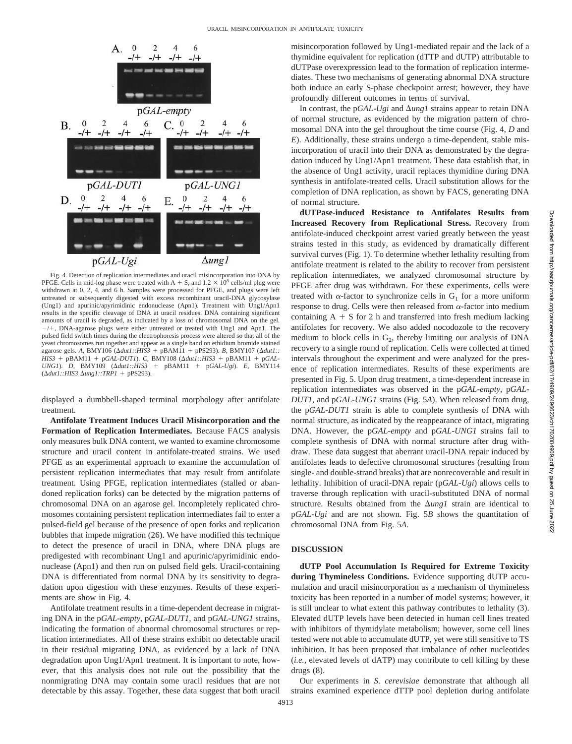Fig. 4. Detection of replication intermediates and uracil misincorporation into DNA by PFGE. Cells in mid-log phase were treated with A + S, and $1.2 \times 10^8$ cells/ml plug were withdrawn at 0, 2, 4, and 6 h. Samples were processed for PFGE, and plugs were left untreated or subsequently digested with excess recombinant uracil-DNA glycosylase (Ung1) and apurinic/apyrimidinic endonuclease (Apn1). Treatment with Ung1/Apn1 results in the specific cleavage of DNA at uracil residues. DNA containing significant amounts of uracil is degraded, as indicated by a loss of chromosomal DNA on the gel. −/+, DNA-agarose plugs were either untreated or treated with Ung1 and Apn1. The pulsed field switch times during the electrophoresis process were altered so that all of the yeast chromosomes run together and appear as a single band on ethidium bromide stained agarose gels. *A,* BMY106 (Δ*dut1::HIS3* + pBAM11 + pPS293). *B,* BMY107 (Δ*dut1::HIS3* + pBAM11 + p*GAL-DUT1*). *C,* BMY108 (Δ*dut1::HIS3* + pBAM11 + p*GAL-UNG1*). *D,* BMY109 (Δ*dut1::HIS3* + pBAM11 + p*GAL-Ugi*). *E,* BMY114 (Δ*dut1::HIS3* Δ*ung1::TRP1* + pPS293).

displayed a dumbbell-shaped terminal morphology after antifolate treatment.

**Antifolate Treatment Induces Uracil Misincorporation and the Formation of Replication Intermediates.** Because FACS analysis only measures bulk DNA content, we wanted to examine chromosome structure and uracil content in antifolate-treated strains. We used PFGE as an experimental approach to examine the accumulation of persistent replication intermediates that may result from antifolate treatment. Using PFGE, replication intermediates (stalled or abandoned replication forks) can be detected by the migration patterns of chromosomal DNA on an agarose gel. Incompletely replicated chromosomes containing persistent replication intermediates fail to enter a pulsed-field gel because of the presence of open forks and replication bubbles that impede migration (26). We have modified this technique to detect the presence of uracil in DNA, where DNA plugs are predigested with recombinant Ung1 and apurinic/apyrimidinic endonuclease (Apn1) and then run on pulsed field gels. Uracil-containing DNA is differentiated from normal DNA by its sensitivity to degradation upon digestion with these enzymes. Results of these experiments are show in Fig. 4.

Antifolate treatment results in a time-dependent decrease in migrating DNA in the p*GAL-empty*, p*GAL-DUT1*, and p*GAL-UNG1* strains, indicating the formation of abnormal chromosomal structures or replication intermediates. All of these strains exhibit no detectable uracil in their residual migrating DNA, as evidenced by a lack of DNA degradation upon Ung1/Apn1 treatment. It is important to note, however, that this analysis does not rule out the possibility that the nonmigrating DNA may contain some uracil residues that are not detectable by this assay. Together, these data suggest that both uracil misincorporation followed by Ung1-mediated repair and the lack of a thymidine equivalent for replication (dTTP and dUTP) attributable to dUTPase overexpression lead to the formation of replication intermediates. These two mechanisms of generating abnormal DNA structure both induce an early S-phase checkpoint arrest; however, they have profoundly different outcomes in terms of survival.

In contrast, the p*GAL-Ugi* and Δ*ung1* strains appear to retain DNA of normal structure, as evidenced by the migration pattern of chromosomal DNA into the gel throughout the time course (Fig. 4, *D* and *E*). Additionally, these strains undergo a time-dependent, stable misincorporation of uracil into their DNA as demonstrated by the degradation induced by Ung1/Apn1 treatment. These data establish that, in the absence of Ung1 activity, uracil replaces thymidine during DNA synthesis in antifolate-treated cells. Uracil substitution allows for the completion of DNA replication, as shown by FACS, generating DNA of normal structure.

**dUTPase-induced Resistance to Antifolates Results from Increased Recovery from Replicational Stress.** Recovery from antifolate-induced checkpoint arrest varied greatly between the yeast strains tested in this study, as evidenced by dramatically different survival curves (Fig. 1). To determine whether lethality resulting from antifolate treatment is related to the ability to recover from persistent replication intermediates, we analyzed chromosomal structure by PFGE after drug was withdrawn. For these experiments, cells were treated with α-factor to synchronize cells in $G_1$ for a more uniform response to drug. Cells were then released from α-factor into medium containing A + S for 2 h and transferred into fresh medium lacking antifolates for recovery. We also added nocodozole to the recovery medium to block cells in $G_2$, thereby limiting our analysis of DNA recovery to a single round of replication. Cells were collected at timed intervals throughout the experiment and were analyzed for the presence of replication intermediates. Results of these experiments are presented in Fig. 5. Upon drug treatment, a time-dependent increase in replication intermediates was observed in the p*GAL-empty*, p*GAL-DUT1*, and p*GAL-UNG1* strains (Fig. 5*A*). When released from drug, the p*GAL-DUT1* strain is able to complete synthesis of DNA with normal structure, as indicated by the reappearance of intact, migrating DNA. However, the p*GAL-empty* and p*GAL-UNG1* strains fail to complete synthesis of DNA with normal structure after drug withdraw. These data suggest that aberrant uracil-DNA repair induced by antifolates leads to defective chromosomal structures (resulting from single- and double-strand breaks) that are nonrecoverable and result in lethality. Inhibition of uracil-DNA repair (p*GAL-Ugi*) allows cells to traverse through replication with uracil-substituted DNA of normal structure. Results obtained from the Δ*ung1* strain are identical to p*GAL-Ugi* and are not shown. Fig. 5*B* shows the quantitation of chromosomal DNA from Fig. 5*A*.

## DISCUSSION

**dUTP Pool Accumulation Is Required for Extreme Toxicity during Thymineless Conditions.** Evidence supporting dUTP accumulation and uracil misincorporation as a mechanism of thymineless toxicity has been reported in a number of model systems; however, it is still unclear to what extent this pathway contributes to lethality (3). Elevated dUTP levels have been detected in human cell lines treated with inhibitors of thymidylate metabolism; however, some cell lines tested were not able to accumulate dUTP, yet were still sensitive to TS inhibition. It has been proposed that imbalance of other nucleotides (*i.e.,* elevated levels of dATP) may contribute to cell killing by these drugs (8).

Our experiments in *S. cerevisiae* demonstrate that although all strains examined experience dTTP pool depletion during antifolate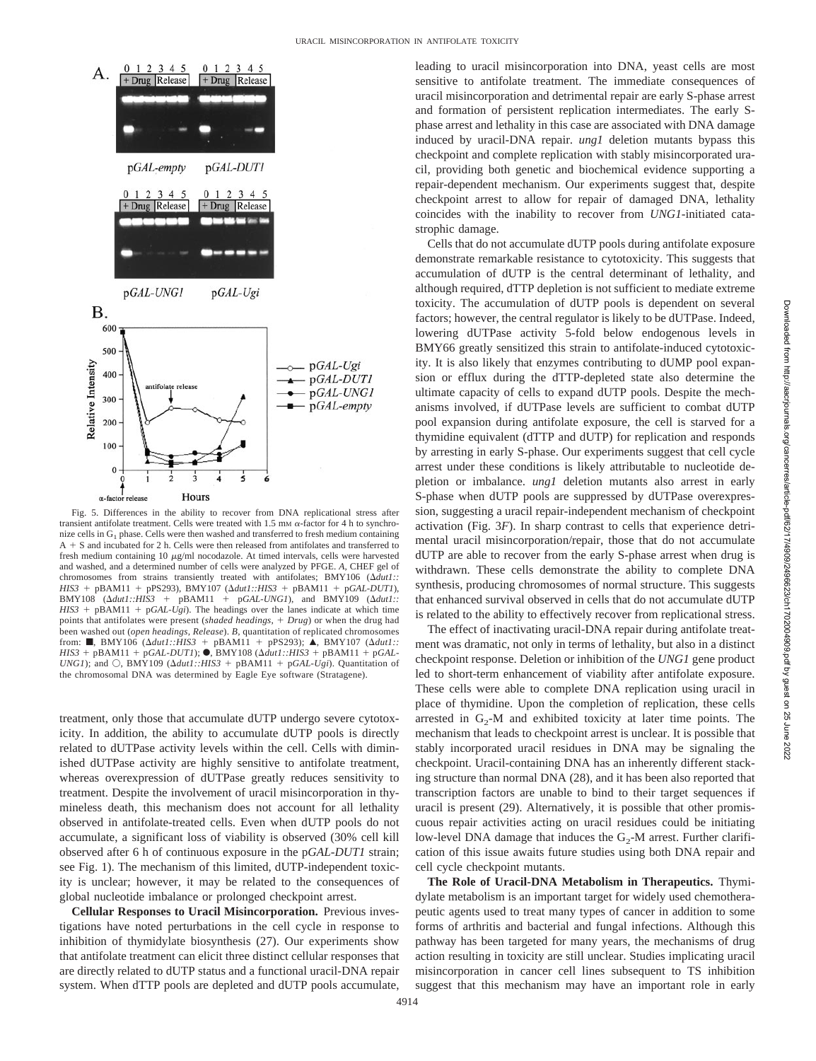Fig. 5. Differences in the ability to recover from DNA replicational stress after transient antifolate treatment. Cells were treated with 1.5 mM α-factor for 4 h to synchronize cells in $G_1$ phase. Cells were then washed and transferred to fresh medium containing A + S and incubated for 2 h. Cells were then released from antifolates and transferred to fresh medium containing 10 μg/ml nocodazole. At timed intervals, cells were harvested and washed, and a determined number of cells were analyzed by PFGE. *A*, CHEF gel of chromosomes from strains transiently treated with antifolates; BMY106 (Δ*dut1::HIS3* + pBAM11 + pPS293), BMY107 (Δ*dut1::HIS3* + pBAM11 + p*GAL-DUT1*), BMY108 (Δ*dut1::HIS3* + pBAM11 + p*GAL-UNG1*), and BMY109 (Δ*dut1::HIS3* + pBAM11 + p*GAL-Ugi*). The headings over the lanes indicate at which time points that antifolates were present (*shaded headings*, *+ Drug*) or when the drug had been washed out (*open headings*, *Release*). *B*, quantitation of replicated chromosomes from: ■, BMY106 (Δ*dut1::HIS3* + pBAM11 + pPS293); ▲, BMY107 (Δ*dut1::HIS3* + pBAM11 + p*GAL-DUT1*); ●, BMY108 (Δ*dut1::HIS3* + pBAM11 + p*GAL-UNG1*); and ○, BMY109 (Δ*dut1::HIS3* + pBAM11 + p*GAL-Ugi*). Quantitation of the chromosomal DNA was determined by Eagle Eye software (Stratagene).

treatment, only those that accumulate dUTP undergo severe cytotoxicity. In addition, the ability to accumulate dUTP pools is directly related to dUTPase activity levels within the cell. Cells with diminished dUTPase activity are highly sensitive to antifolate treatment, whereas overexpression of dUTPase greatly reduces sensitivity to treatment. Despite the involvement of uracil misincorporation in thymineless death, this mechanism does not account for all lethality observed in antifolate-treated cells. Even when dUTP pools do not accumulate, a significant loss of viability is observed (30% cell kill observed after 6 h of continuous exposure in the p*GAL-DUT1* strain; see Fig. 1). The mechanism of this limited, dUTP-independent toxicity is unclear; however, it may be related to the consequences of global nucleotide imbalance or prolonged checkpoint arrest.

**Cellular Responses to Uracil Misincorporation.** Previous investigations have noted perturbations in the cell cycle in response to inhibition of thymidylate biosynthesis (27). Our experiments show that antifolate treatment can elicit three distinct cellular responses that are directly related to dUTP status and a functional uracil-DNA repair system. When dTTP pools are depleted and dUTP pools accumulate, leading to uracil misincorporation into DNA, yeast cells are most sensitive to antifolate treatment. The immediate consequences of uracil misincorporation and detrimental repair are early S-phase arrest and formation of persistent replication intermediates. The early S-phase arrest and lethality in this case are associated with DNA damage induced by uracil-DNA repair. *ung1* deletion mutants bypass this checkpoint and complete replication with stably misincorporated uracil, providing both genetic and biochemical evidence supporting a repair-dependent mechanism. Our experiments suggest that, despite checkpoint arrest to allow for repair of damaged DNA, lethality coincides with the inability to recover from *UNG1*-initiated catastrophic damage.

Cells that do not accumulate dUTP pools during antifolate exposure demonstrate remarkable resistance to cytotoxicity. This suggests that accumulation of dUTP is the central determinant of lethality, and although required, dTTP depletion is not sufficient to mediate extreme toxicity. The accumulation of dUTP pools is dependent on several factors; however, the central regulator is likely to be dUTPase. Indeed, lowering dUTPase activity 5-fold below endogenous levels in BMY66 greatly sensitized this strain to antifolate-induced cytotoxicity. It is also likely that enzymes contributing to dUMP pool expansion or efflux during the dTTP-depleted state also determine the ultimate capacity of cells to expand dUTP pools. Despite the mechanisms involved, if dUTPase levels are sufficient to combat dUTP pool expansion during antifolate exposure, the cell is starved for a thymidine equivalent (dTTP and dUTP) for replication and responds by arresting in early S-phase. Our experiments suggest that cell cycle arrest under these conditions is likely attributable to nucleotide depletion or imbalance. *ung1* deletion mutants also arrest in early S-phase when dUTP pools are suppressed by dUTPase overexpression, suggesting a uracil repair-independent mechanism of checkpoint activation (Fig. 3*F*). In sharp contrast to cells that experience detrimental uracil misincorporation/repair, those that do not accumulate dUTP are able to recover from the early S-phase arrest when drug is withdrawn. These cells demonstrate the ability to complete DNA synthesis, producing chromosomes of normal structure. This suggests that enhanced survival observed in cells that do not accumulate dUTP is related to the ability to effectively recover from replicational stress.

The effect of inactivating uracil-DNA repair during antifolate treatment was dramatic, not only in terms of lethality, but also in a distinct checkpoint response. Deletion or inhibition of the *UNG1* gene product led to short-term enhancement of viability after antifolate exposure. These cells were able to complete DNA replication using uracil in place of thymidine. Upon the completion of replication, these cells arrested in $G_2$-M and exhibited toxicity at later time points. The mechanism that leads to checkpoint arrest is unclear. It is possible that stably incorporated uracil residues in DNA may be signaling the checkpoint. Uracil-containing DNA has an inherently different stacking structure than normal DNA (28), and it has been also reported that transcription factors are unable to bind to their target sequences if uracil is present (29). Alternatively, it is possible that other promiscuous repair activities acting on uracil residues could be initiating low-level DNA damage that induces the $G_2$-M arrest. Further clarification of this issue awaits future studies using both DNA repair and cell cycle checkpoint mutants.

**The Role of Uracil-DNA Metabolism in Therapeutics.** Thymidylate metabolism is an important target for widely used chemotherapeutic agents used to treat many types of cancer in addition to some forms of arthritis and bacterial and fungal infections. Although this pathway has been targeted for many years, the mechanisms of drug action resulting in toxicity are still unclear. Studies implicating uracil misincorporation in cancer cell lines subsequent to TS inhibition suggest that this mechanism may have an important role in early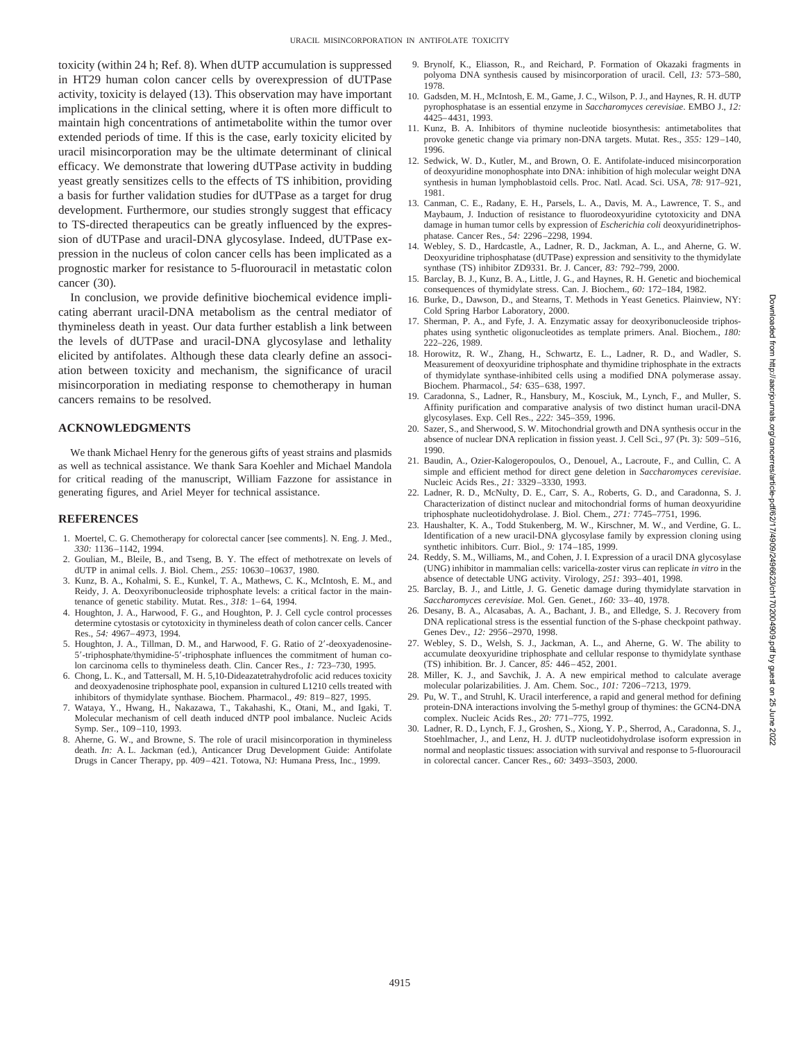toxicity (within 24 h; Ref. 8). When dUTP accumulation is suppressed in HT29 human colon cancer cells by overexpression of dUTPase activity, toxicity is delayed (13). This observation may have important implications in the clinical setting, where it is often more difficult to maintain high concentrations of antimetabolite within the tumor over extended periods of time. If this is the case, early toxicity elicited by uracil misincorporation may be the ultimate determinant of clinical efficacy. We demonstrate that lowering dUTPase activity in budding yeast greatly sensitizes cells to the effects of TS inhibition, providing a basis for further validation studies for dUTPase as a target for drug development. Furthermore, our studies strongly suggest that efficacy to TS-directed therapeutics can be greatly influenced by the expression of dUTPase and uracil-DNA glycosylase. Indeed, dUTPase expression in the nucleus of colon cancer cells has been implicated as a prognostic marker for resistance to 5-fluorouracil in metastatic colon cancer (30).

In conclusion, we provide definitive biochemical evidence implicating aberrant uracil-DNA metabolism as the central mediator of thymineless death in yeast. Our data further establish a link between the levels of dUTPase and uracil-DNA glycosylase and lethality elicited by antifolates. Although these data clearly define an association between toxicity and mechanism, the significance of uracil misincorporation in mediating response to chemotherapy in human cancers remains to be resolved.

## ACKNOWLEDGMENTS

We thank Michael Henry for the generous gifts of yeast strains and plasmids as well as technical assistance. We thank Sara Koehler and Michael Mandola for critical reading of the manuscript, William Fazzone for assistance in generating figures, and Ariel Meyer for technical assistance.

## REFERENCES

1. Moertel, C. G. Chemotherapy for colorectal cancer [see comments]. N. Eng. J. Med., *330:* 1136–1142, 1994.
2. Goulian, M., Bleile, B., and Tseng, B. Y. The effect of methotrexate on levels of dUTP in animal cells. J. Biol. Chem., *255:* 10630–10637, 1980.
3. Kunz, B. A., Kohalmi, S. E., Kunkel, T. A., Mathews, C. K., McIntosh, E. M., and Reidy, J. A. Deoxyribonucleoside triphosphate levels: a critical factor in the maintenance of genetic stability. Mutat. Res., *318:* 1–64, 1994.
4. Houghton, J. A., Harwood, F. G., and Houghton, P. J. Cell cycle control processes determine cytostasis or cytotoxicity in thymineless death of colon cancer cells. Cancer Res., *54:* 4967–4973, 1994.
5. Houghton, J. A., Tillman, D. M., and Harwood, F. G. Ratio of 2′-deoxyadenosine-5′-triphosphate/thymidine-5′-triphosphate influences the commitment of human colon carcinoma cells to thymineless death. Clin. Cancer Res., *1:* 723–730, 1995.
6. Chong, L. K., and Tattersall, M. H. 5,10-Dideazatetrahydrofolic acid reduces toxicity and deoxyadenosine triphosphate pool, expansion in cultured L1210 cells treated with inhibitors of thymidylate synthase. Biochem. Pharmacol., *49:* 819–827, 1995.
7. Wataya, Y., Hwang, H., Nakazawa, T., Takahashi, K., Otani, M., and Igaki, T. Molecular mechanism of cell death induced dNTP pool imbalance. Nucleic Acids Symp. Ser., 109–110, 1993.
8. Aherne, G. W., and Browne, S. The role of uracil misincorporation in thymineless death. *In:* A. L. Jackman (ed.), Anticancer Drug Development Guide: Antifolate Drugs in Cancer Therapy, pp. 409–421. Totowa, NJ: Humana Press, Inc., 1999.
9. Brynolf, K., Eliasson, R., and Reichard, P. Formation of Okazaki fragments in polyoma DNA synthesis caused by misincorporation of uracil. Cell, *13:* 573–580, 1978.
10. Gadsden, M. H., McIntosh, E. M., Game, J. C., Wilson, P. J., and Haynes, R. H. dUTP pyrophosphatase is an essential enzyme in *Saccharomyces cerevisiae*. EMBO J., *12:* 4425–4431, 1993.
11. Kunz, B. A. Inhibitors of thymine nucleotide biosynthesis: antimetabolites that provoke genetic change via primary non-DNA targets. Mutat. Res., *355:* 129–140, 1996.
12. Sedwick, W. D., Kutler, M., and Brown, O. E. Antifolate-induced misincorporation of deoxyuridine monophosphate into DNA: inhibition of high molecular weight DNA synthesis in human lymphoblastoid cells. Proc. Natl. Acad. Sci. USA, *78:* 917–921, 1981.
13. Canman, C. E., Radany, E. H., Parsels, L. A., Davis, M. A., Lawrence, T. S., and Maybaum, J. Induction of resistance to fluorodeoxyuridine cytotoxicity and DNA damage in human tumor cells by expression of *Escherichia coli* deoxyuridinetriphosphatase. Cancer Res., *54:* 2296–2298, 1994.
14. Webley, S. D., Hardcastle, A., Ladner, R. D., Jackman, A. L., and Aherne, G. W. Deoxyuridine triphosphatase (dUTPase) expression and sensitivity to the thymidylate synthase (TS) inhibitor ZD9331. Br. J. Cancer, *83:* 792–799, 2000.
15. Barclay, B. J., Kunz, B. A., Little, J. G., and Haynes, R. H. Genetic and biochemical consequences of thymidylate stress. Can. J. Biochem., *60:* 172–184, 1982.
16. Burke, D., Dawson, D., and Stearns, T. Methods in Yeast Genetics. Plainview, NY: Cold Spring Harbor Laboratory, 2000.
17. Sherman, P. A., and Fyfe, J. A. Enzymatic assay for deoxyribonucleoside triphosphates using synthetic oligonucleotides as template primers. Anal. Biochem., *180:* 222–226, 1989.
18. Horowitz, R. W., Zhang, H., Schwartz, E. L., Ladner, R. D., and Wadler, S. Measurement of deoxyuridine triphosphate and thymidine triphosphate in the extracts of thymidylate synthase-inhibited cells using a modified DNA polymerase assay. Biochem. Pharmacol., *54:* 635–638, 1997.
19. Caradonna, S., Ladner, R., Hansbury, M., Kosciuk, M., Lynch, F., and Muller, S. Affinity purification and comparative analysis of two distinct human uracil-DNA glycosylases. Exp. Cell Res., *222:* 345–359, 1996.
20. Sazer, S., and Sherwood, S. W. Mitochondrial growth and DNA synthesis occur in the absence of nuclear DNA replication in fission yeast. J. Cell Sci., *97* (Pt. 3)*:* 509–516, 1990.
21. Baudin, A., Ozier-Kalogeropoulos, O., Denouel, A., Lacroute, F., and Cullin, C. A simple and efficient method for direct gene deletion in *Saccharomyces cerevisiae*. Nucleic Acids Res., *21:* 3329–3330, 1993.
22. Ladner, R. D., McNulty, D. E., Carr, S. A., Roberts, G. D., and Caradonna, S. J. Characterization of distinct nuclear and mitochondrial forms of human deoxyuridine triphosphate nucleotidohydrolase. J. Biol. Chem., *271:* 7745–7751, 1996.
23. Haushalter, K. A., Todd Stukenberg, M. W., Kirschner, M. W., and Verdine, G. L. Identification of a new uracil-DNA glycosylase family by expression cloning using synthetic inhibitors. Curr. Biol., *9:* 174–185, 1999.
24. Reddy, S. M., Williams, M., and Cohen, J. I. Expression of a uracil DNA glycosylase (UNG) inhibitor in mammalian cells: varicella-zoster virus can replicate *in vitro* in the absence of detectable UNG activity. Virology, *251:* 393–401, 1998.
25. Barclay, B. J., and Little, J. G. Genetic damage during thymidylate starvation in *Saccharomyces cerevisiae*. Mol. Gen. Genet., *160:* 33–40, 1978.
26. Desany, B. A., Alcasabas, A. A., Bachant, J. B., and Elledge, S. J. Recovery from DNA replicational stress is the essential function of the S-phase checkpoint pathway. Genes Dev., *12:* 2956–2970, 1998.
27. Webley, S. D., Welsh, S. J., Jackman, A. L., and Aherne, G. W. The ability to accumulate deoxyuridine triphosphate and cellular response to thymidylate synthase (TS) inhibition. Br. J. Cancer, *85:* 446–452, 2001.
28. Miller, K. J., and Savchik, J. A. A new empirical method to calculate average molecular polarizabilities. J. Am. Chem. Soc., *101:* 7206–7213, 1979.
29. Pu, W. T., and Struhl, K. Uracil interference, a rapid and general method for defining protein-DNA interactions involving the 5-methyl group of thymines: the GCN4-DNA complex. Nucleic Acids Res., *20:* 771–775, 1992.
30. Ladner, R. D., Lynch, F. J., Groshen, S., Xiong, Y. P., Sherrod, A., Caradonna, S. J., Stoehlmacher, J., and Lenz, H. J. dUTP nucleotidohydrolase isoform expression in normal and neoplastic tissues: association with survival and response to 5-fluorouracil in colorectal cancer. Cancer Res., *60:* 3493–3503, 2000.